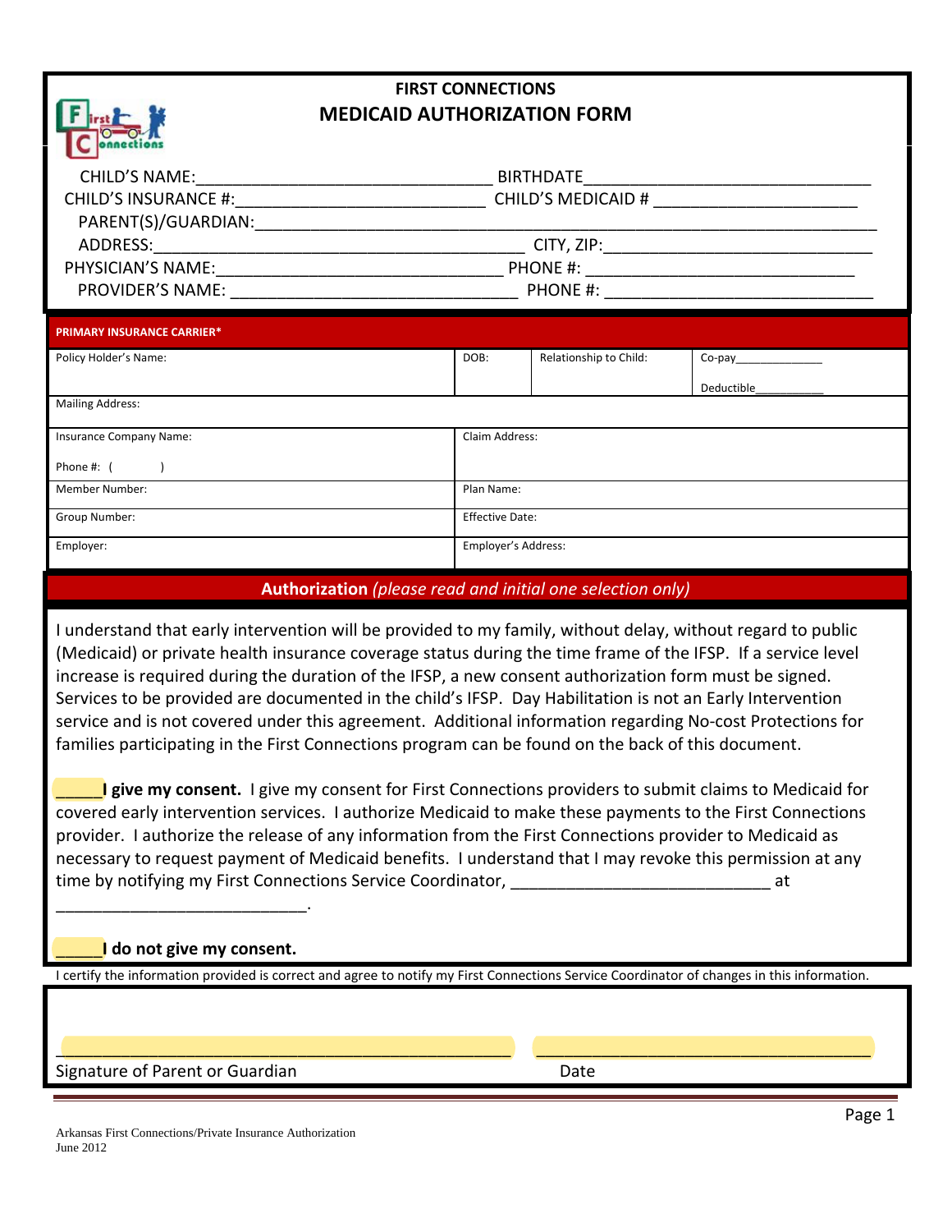# FIRST CONNECTIONS
## MEDICAID AUTHORIZATION FORM

CHILD'S NAME:_______________________________ BIRTHDATE_____________________________

CHILD'S INSURANCE #:__________________________ CHILD'S MEDICAID # ______________________

PARENT(S)/GUARDIAN:___________________________________________________________________

ADDRESS:________________________________________ CITY, ZIP:_____________________________

PHYSICIAN'S NAME:_____________________________ PHONE #: _____________________________

PROVIDER'S NAME: ______________________________ PHONE #: _____________________________

| PRIMARY INSURANCE CARRIER* | | | |
|---|---|---|---|
| Policy Holder's Name: | DOB: | Relationship to Child: | Co-pay______________ Deductible___________ |
| Mailing Address: | | | |
| Insurance Company Name: Phone #: (          ) | Claim Address: | | |
| Member Number: | Plan Name: | | |
| Group Number: | Effective Date: | | |
| Employer: | Employer's Address: | | |

**Authorization** *(please read and initial one selection only)*

I understand that early intervention will be provided to my family, without delay, without regard to public (Medicaid) or private health insurance coverage status during the time frame of the IFSP. If a service level increase is required during the duration of the IFSP, a new consent authorization form must be signed. Services to be provided are documented in the child's IFSP. Day Habilitation is not an Early Intervention service and is not covered under this agreement. Additional information regarding No-cost Protections for families participating in the First Connections program can be found on the back of this document.

_____**I give my consent.** I give my consent for First Connections providers to submit claims to Medicaid for covered early intervention services. I authorize Medicaid to make these payments to the First Connections provider. I authorize the release of any information from the First Connections provider to Medicaid as necessary to request payment of Medicaid benefits. I understand that I may revoke this permission at any time by notifying my First Connections Service Coordinator, ____________________________ at ____________________________.

_____**I do not give my consent.**

I certify the information provided is correct and agree to notify my First Connections Service Coordinator of changes in this information.

_______________________________________________ ____________________________________

Signature of Parent or Guardian                                                    Date

Arkansas First Connections/Private Insurance Authorization
June 2012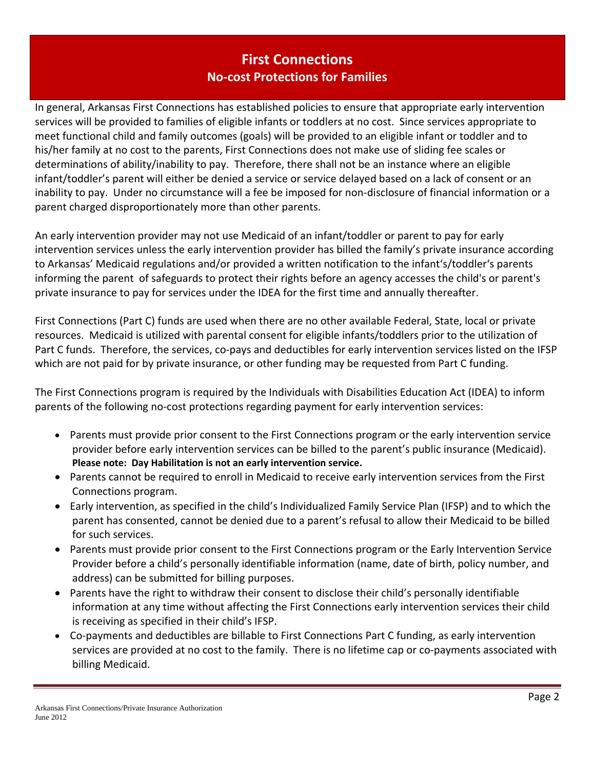# First Connections

## No-cost Protections for Families

In general, Arkansas First Connections has established policies to ensure that appropriate early intervention services will be provided to families of eligible infants or toddlers at no cost. Since services appropriate to meet functional child and family outcomes (goals) will be provided to an eligible infant or toddler and to his/her family at no cost to the parents, First Connections does not make use of sliding fee scales or determinations of ability/inability to pay. Therefore, there shall not be an instance where an eligible infant/toddler's parent will either be denied a service or service delayed based on a lack of consent or an inability to pay. Under no circumstance will a fee be imposed for non-disclosure of financial information or a parent charged disproportionately more than other parents.

An early intervention provider may not use Medicaid of an infant/toddler or parent to pay for early intervention services unless the early intervention provider has billed the family's private insurance according to Arkansas' Medicaid regulations and/or provided a written notification to the infant's/toddler's parents informing the parent of safeguards to protect their rights before an agency accesses the child's or parent's private insurance to pay for services under the IDEA for the first time and annually thereafter.

First Connections (Part C) funds are used when there are no other available Federal, State, local or private resources. Medicaid is utilized with parental consent for eligible infants/toddlers prior to the utilization of Part C funds. Therefore, the services, co-pays and deductibles for early intervention services listed on the IFSP which are not paid for by private insurance, or other funding may be requested from Part C funding.

The First Connections program is required by the Individuals with Disabilities Education Act (IDEA) to inform parents of the following no-cost protections regarding payment for early intervention services:

- Parents must provide prior consent to the First Connections program or the early intervention service provider before early intervention services can be billed to the parent's public insurance (Medicaid). **Please note: Day Habilitation is not an early intervention service.**
- Parents cannot be required to enroll in Medicaid to receive early intervention services from the First Connections program.
- Early intervention, as specified in the child's Individualized Family Service Plan (IFSP) and to which the parent has consented, cannot be denied due to a parent's refusal to allow their Medicaid to be billed for such services.
- Parents must provide prior consent to the First Connections program or the Early Intervention Service Provider before a child's personally identifiable information (name, date of birth, policy number, and address) can be submitted for billing purposes.
- Parents have the right to withdraw their consent to disclose their child's personally identifiable information at any time without affecting the First Connections early intervention services their child is receiving as specified in their child's IFSP.
- Co-payments and deductibles are billable to First Connections Part C funding, as early intervention services are provided at no cost to the family. There is no lifetime cap or co-payments associated with billing Medicaid.